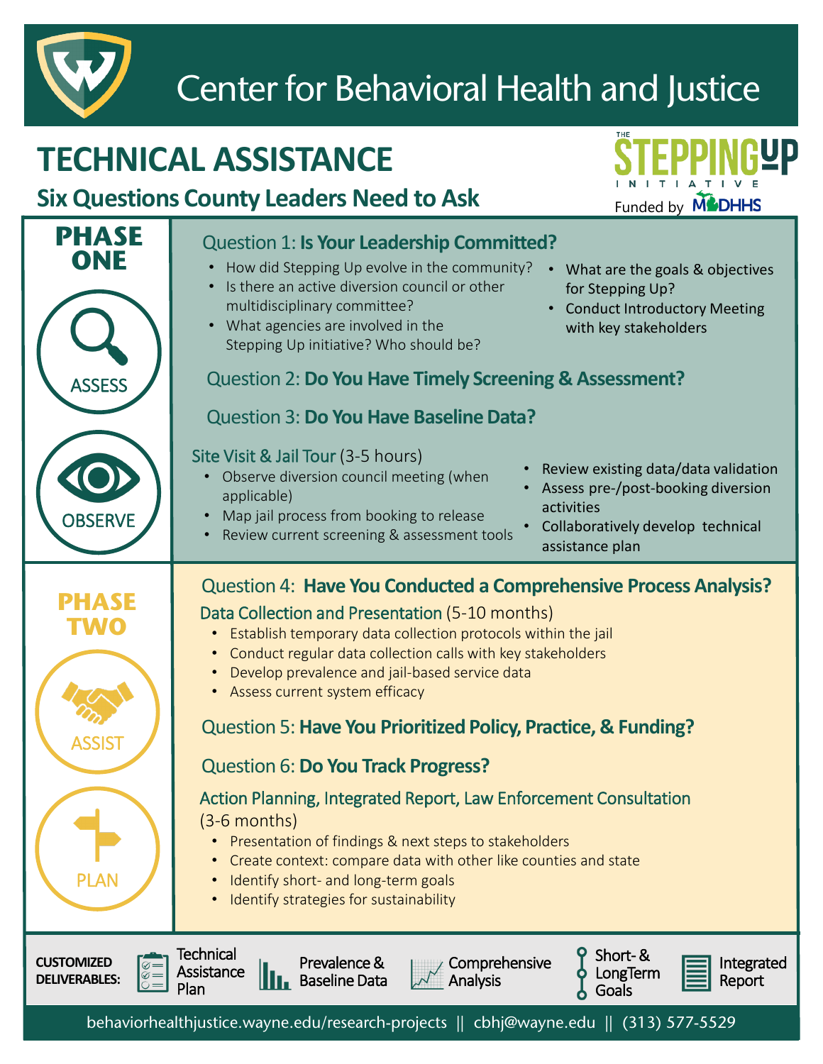# Center for Behavioral Health and Justice

THE STEPPING UP INITIATIVE

Funded by MDHHS

## TECHNICAL ASSISTANCE

### Six Questions County Leaders Need to Ask

## PHASE ONE

ASSESS

### Question 1: **Is Your Leadership Committed?**

- How did Stepping Up evolve in the community?
- Is there an active diversion council or other multidisciplinary committee?
- What agencies are involved in the Stepping Up initiative? Who should be?
- What are the goals & objectives for Stepping Up?
- Conduct Introductory Meeting with key stakeholders

### Question 2: **Do You Have Timely Screening & Assessment?**

### Question 3: **Do You Have Baseline Data?**

OBSERVE

**Site Visit & Jail Tour** (3-5 hours)

- Observe diversion council meeting (when applicable)
- Map jail process from booking to release
- Review current screening & assessment tools
- Review existing data/data validation
- Assess pre-/post-booking diversion activities
- Collaboratively develop technical assistance plan

## PHASE TWO

ASSIST

### Question 4: **Have You Conducted a Comprehensive Process Analysis?**

**Data Collection and Presentation** (5-10 months)

- Establish temporary data collection protocols within the jail
- Conduct regular data collection calls with key stakeholders
- Develop prevalence and jail-based service data
- Assess current system efficacy

### Question 5: **Have You Prioritized Policy, Practice, & Funding?**

### Question 6: **Do You Track Progress?**

PLAN

**Action Planning, Integrated Report, Law Enforcement Consultation** (3-6 months)

- Presentation of findings & next steps to stakeholders
- Create context: compare data with other like counties and state
- Identify short- and long-term goals
- Identify strategies for sustainability

**CUSTOMIZED DELIVERABLES:**

- Technical Assistance Plan
- Prevalence & Baseline Data
- Comprehensive Analysis
- Short- & LongTerm Goals
- Integrated Report

behaviorhealthjustice.wayne.edu/research-projects || cbhj@wayne.edu || (313) 577-5529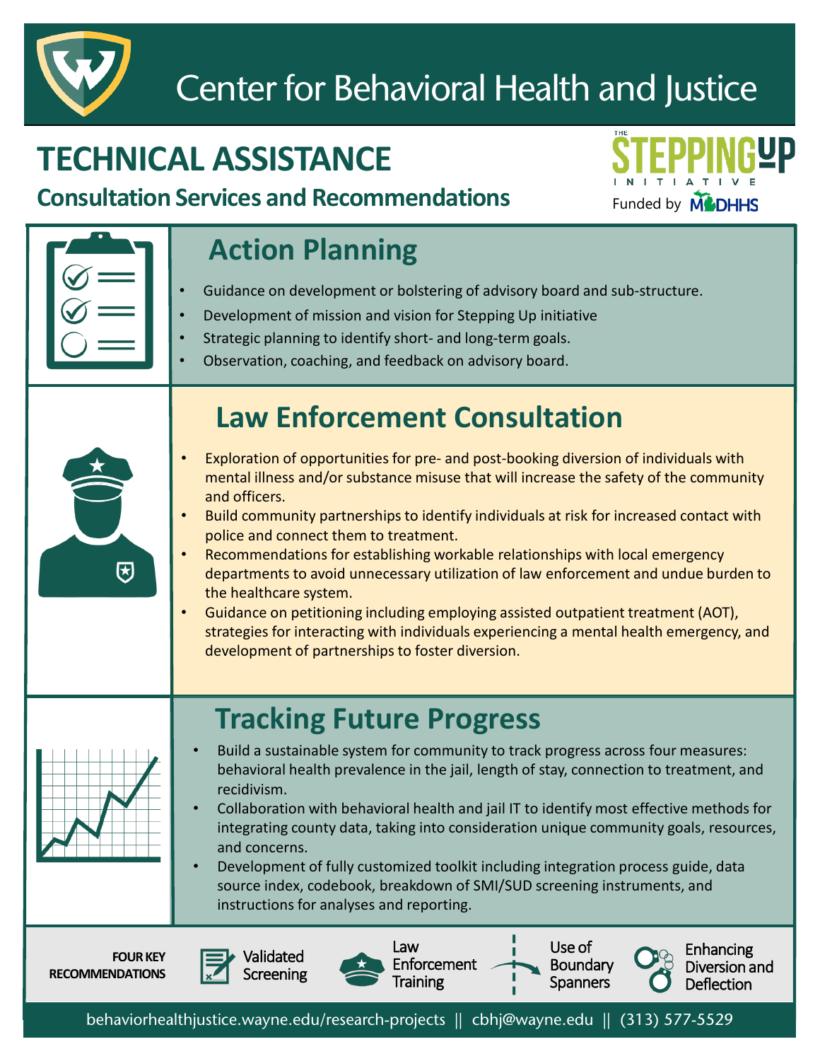# Center for Behavioral Health and Justice

## TECHNICAL ASSISTANCE

### Consultation Services and Recommendations

THE STEPPING UP INITIATIVE

Funded by MDHHS

## Action Planning

- Guidance on development or bolstering of advisory board and sub-structure.
- Development of mission and vision for Stepping Up initiative
- Strategic planning to identify short- and long-term goals.
- Observation, coaching, and feedback on advisory board.

## Law Enforcement Consultation

- Exploration of opportunities for pre- and post-booking diversion of individuals with mental illness and/or substance misuse that will increase the safety of the community and officers.
- Build community partnerships to identify individuals at risk for increased contact with police and connect them to treatment.
- Recommendations for establishing workable relationships with local emergency departments to avoid unnecessary utilization of law enforcement and undue burden to the healthcare system.
- Guidance on petitioning including employing assisted outpatient treatment (AOT), strategies for interacting with individuals experiencing a mental health emergency, and development of partnerships to foster diversion.

## Tracking Future Progress

- Build a sustainable system for community to track progress across four measures: behavioral health prevalence in the jail, length of stay, connection to treatment, and recidivism.
- Collaboration with behavioral health and jail IT to identify most effective methods for integrating county data, taking into consideration unique community goals, resources, and concerns.
- Development of fully customized toolkit including integration process guide, data source index, codebook, breakdown of SMI/SUD screening instruments, and instructions for analyses and reporting.

**FOUR KEY RECOMMENDATIONS**

- Validated Screening
- Law Enforcement Training
- Use of Boundary Spanners
- Enhancing Diversion and Deflection

behaviorhealthjustice.wayne.edu/research-projects || cbhj@wayne.edu || (313) 577-5529